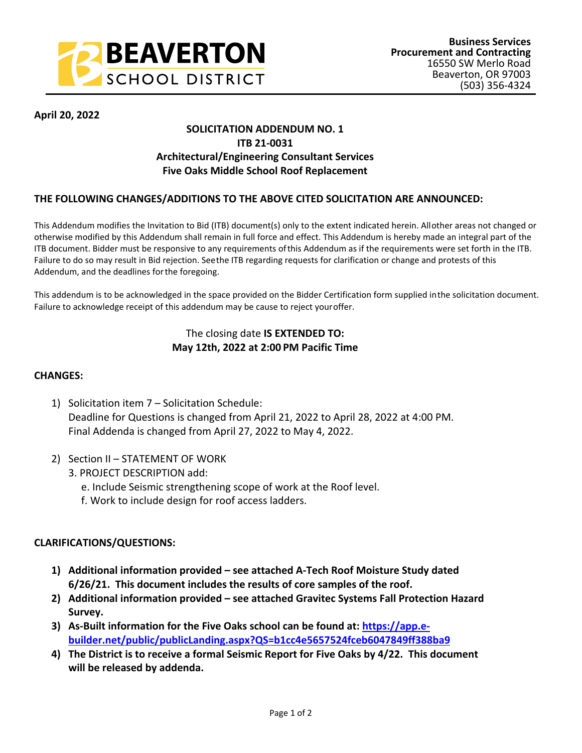BEAVERTON SCHOOL DISTRICT

**Business Services**
**Procurement and Contracting**
16550 SW Merlo Road
Beaverton, OR 97003
(503) 356-4324

**April 20, 2022**

## SOLICITATION ADDENDUM NO. 1
## ITB 21-0031
## Architectural/Engineering Consultant Services
## Five Oaks Middle School Roof Replacement

### THE FOLLOWING CHANGES/ADDITIONS TO THE ABOVE CITED SOLICITATION ARE ANNOUNCED:

This Addendum modifies the Invitation to Bid (ITB) document(s) only to the extent indicated herein. All other areas not changed or otherwise modified by this Addendum shall remain in full force and effect. This Addendum is hereby made an integral part of the ITB document. Bidder must be responsive to any requirements of this Addendum as if the requirements were set forth in the ITB. Failure to do so may result in Bid rejection. See the ITB regarding requests for clarification or change and protests of this Addendum, and the deadlines for the foregoing.

This addendum is to be acknowledged in the space provided on the Bidder Certification form supplied in the solicitation document. Failure to acknowledge receipt of this addendum may be cause to reject your offer.

The closing date **IS EXTENDED TO:**
**May 12th, 2022 at 2:00 PM Pacific Time**

### CHANGES:

1) Solicitation item 7 – Solicitation Schedule:
   Deadline for Questions is changed from April 21, 2022 to April 28, 2022 at 4:00 PM.
   Final Addenda is changed from April 27, 2022 to May 4, 2022.

2) Section II – STATEMENT OF WORK
   3. PROJECT DESCRIPTION add:
      e. Include Seismic strengthening scope of work at the Roof level.
      f. Work to include design for roof access ladders.

### CLARIFICATIONS/QUESTIONS:

1) **Additional information provided – see attached A-Tech Roof Moisture Study dated 6/26/21. This document includes the results of core samples of the roof.**
2) **Additional information provided – see attached Gravitec Systems Fall Protection Hazard Survey.**
3) **As-Built information for the Five Oaks school can be found at: [https://app.e-builder.net/public/publicLanding.aspx?QS=b1cc4e5657524fceb6047849ff388ba9](https://app.e-builder.net/public/publicLanding.aspx?QS=b1cc4e5657524fceb6047849ff388ba9)**
4) **The District is to receive a formal Seismic Report for Five Oaks by 4/22. This document will be released by addenda.**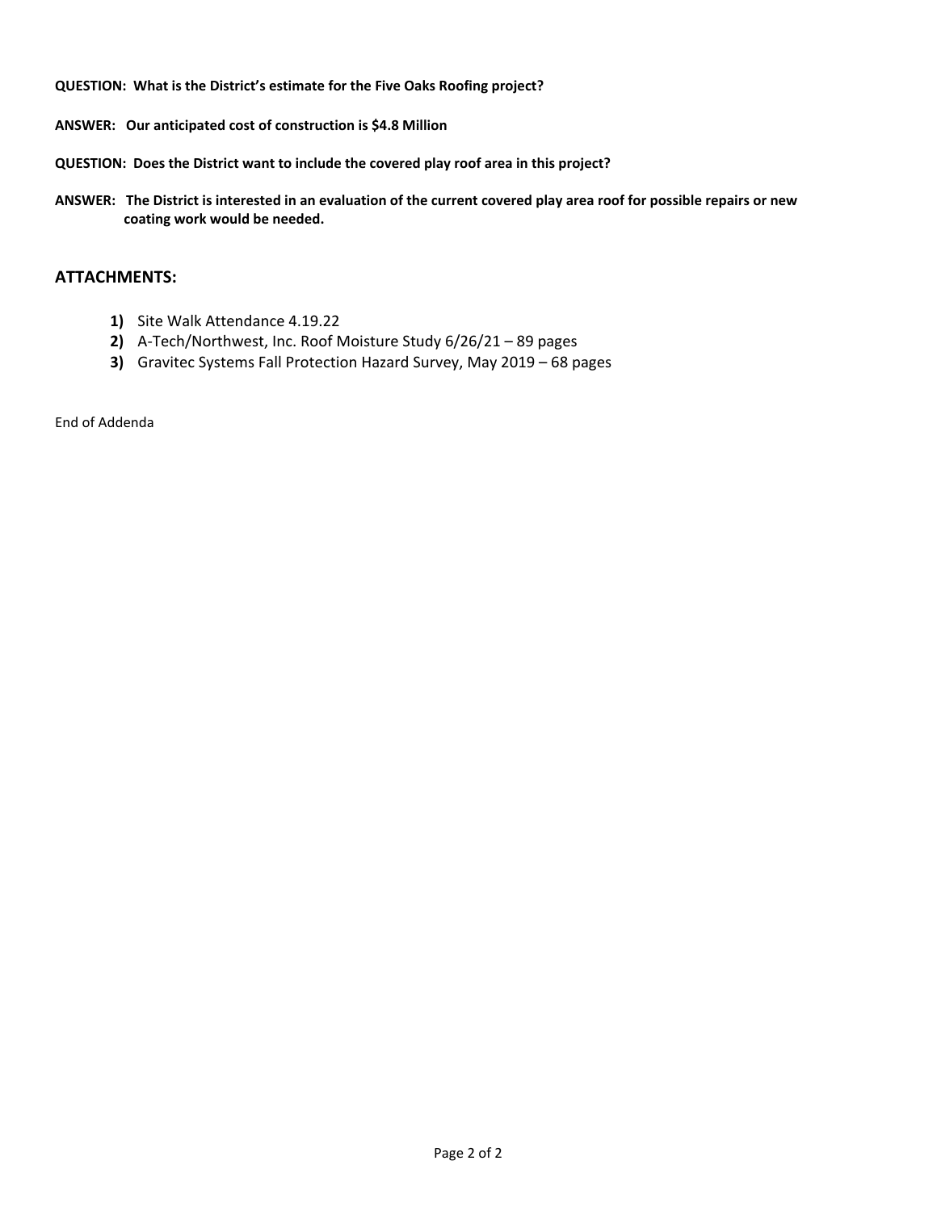**QUESTION: What is the District's estimate for the Five Oaks Roofing project?**

**ANSWER: Our anticipated cost of construction is $4.8 Million**

**QUESTION: Does the District want to include the covered play roof area in this project?**

**ANSWER: The District is interested in an evaluation of the current covered play area roof for possible repairs or new coating work would be needed.**

## ATTACHMENTS:

1) Site Walk Attendance 4.19.22
2) A-Tech/Northwest, Inc. Roof Moisture Study 6/26/21 – 89 pages
3) Gravitec Systems Fall Protection Hazard Survey, May 2019 – 68 pages

End of Addenda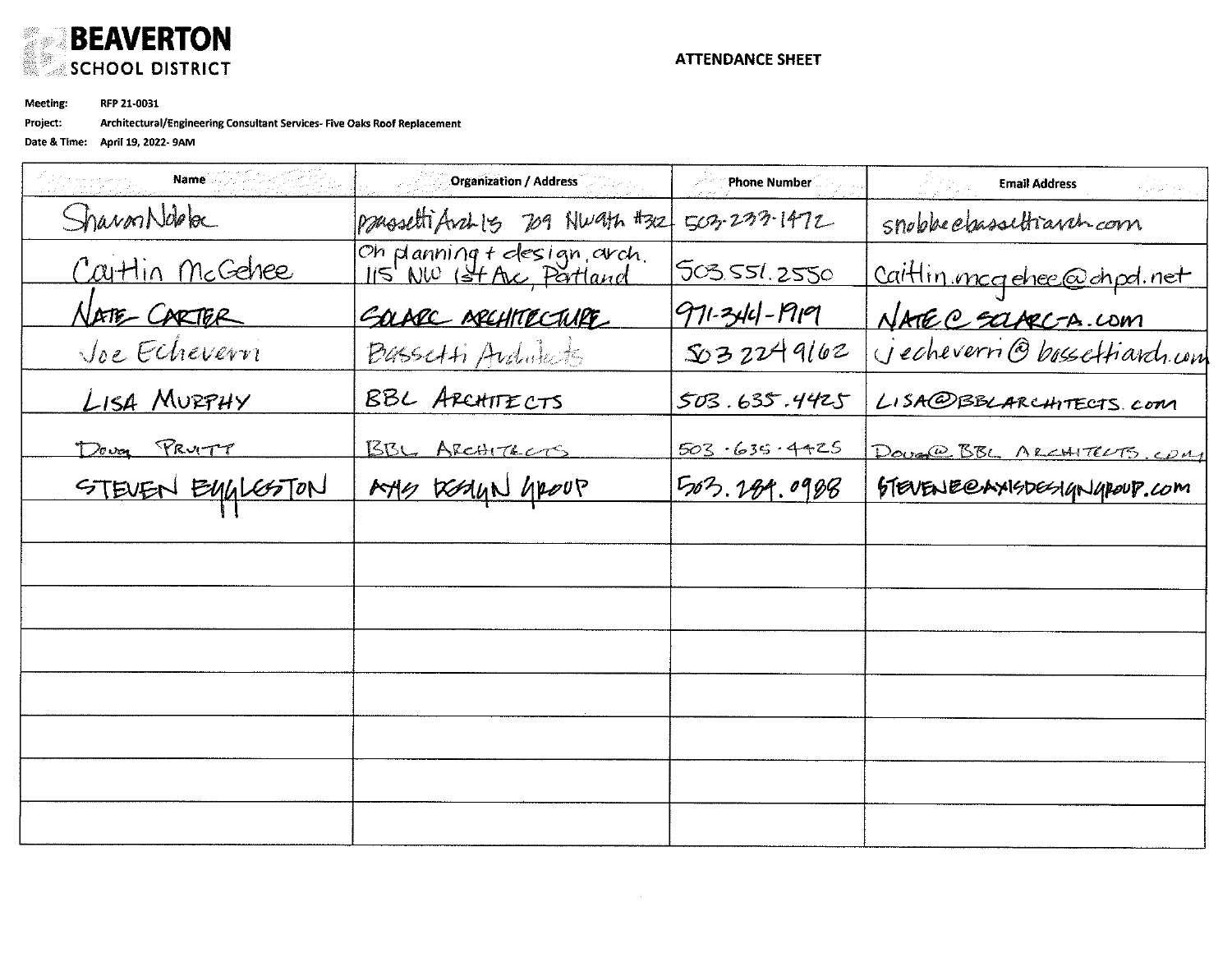**BEAVERTON SCHOOL DISTRICT**

**ATTENDANCE SHEET**

**Meeting:** RFP 21-0031

**Project:** Architectural/Engineering Consultant Services- Five Oaks Roof Replacement

**Date & Time:** April 19, 2022- 9AM

| Name | Organization / Address | Phone Number | Email Address |
|---|---|---|---|
| Sharon Nobbe | Bassetti Arch'ts 709 NW 9th #312 | 503-233-1472 | snobbe@bassettiarch.com |
| Caitlin McGehee | Oh planning + design, arch. 115 NW 1st Ave, Portland | 503.551.2550 | caitlin.mcgehee@ohpd.net |
| NATE CARTER | SOLARC ARCHITECTURE | 971-341-1919 | NATE@SOLARC-A.COM |
| Joe Echeverri | Bassetti Architects | 503 224 9162 | jecheverri@bassettiarch.com |
| LISA MURPHY | BBL ARCHITECTS | 503.635.4425 | LISA@BBLARCHITECTS.com |
| Doug PRUITT | BBL ARCHITECTS | 503.635.4425 | Doug@BBLARCHITECTS.com |
| STEVEN EGGLESTON | AXIS DESIGN GROUP | 503.284.0988 | STEVENE@AXISDESIGNGROUP.COM |
| | | | |
| | | | |
| | | | |
| | | | |
| | | | |
| | | | |
| | | | |
| | | | |